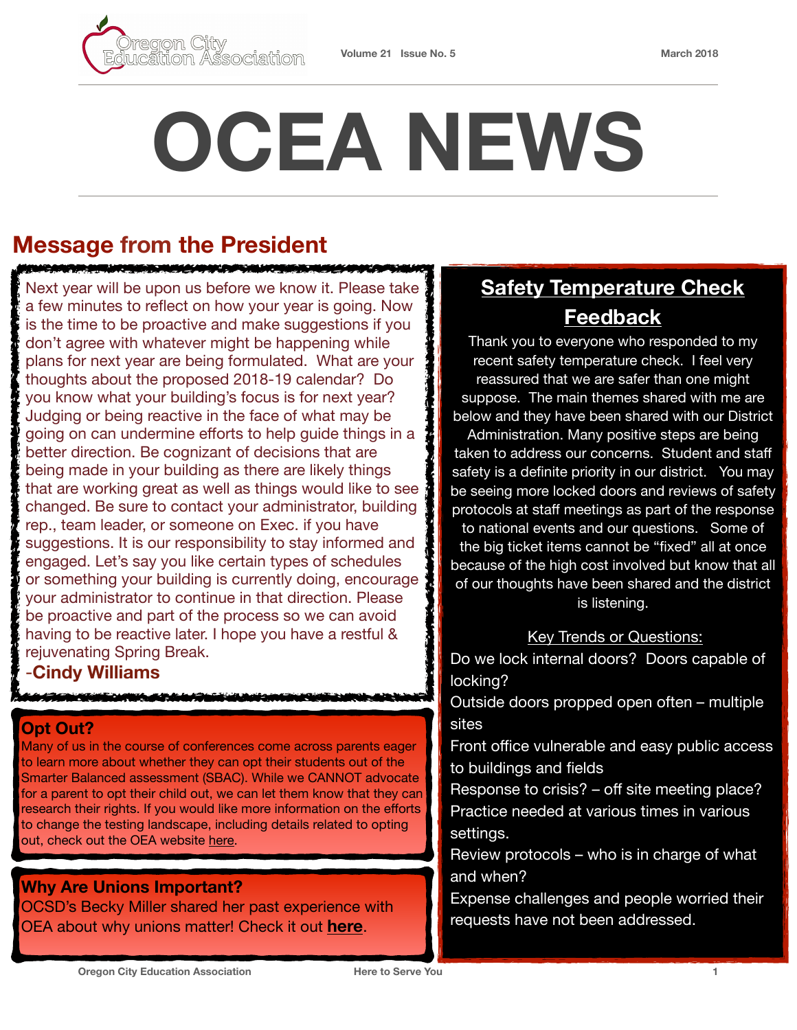# OCEA NEWS

## Message from the President

Next year will be upon us before we know it. Please take a few minutes to reflect on how your year is going. Now is the time to be proactive and make suggestions if you don't agree with whatever might be happening while plans for next year are being formulated. What are your thoughts about the proposed 2018-19 calendar? Do you know what your building's focus is for next year? Judging or being reactive in the face of what may be going on can undermine efforts to help guide things in a better direction. Be cognizant of decisions that are being made in your building as there are likely things that are working great as well as things would like to see changed. Be sure to contact your administrator, building rep., team leader, or someone on Exec. if you have suggestions. It is our responsibility to stay informed and engaged. Let's say you like certain types of schedules or something your building is currently doing, encourage your administrator to continue in that direction. Please be proactive and part of the process so we can avoid having to be reactive later. I hope you have a restful & rejuvenating Spring Break.

-**Cindy Williams**

### Opt Out?

Many of us in the course of conferences come across parents eager to learn more about whether they can opt their students out of the Smarter Balanced assessment (SBAC). While we CANNOT advocate for a parent to opt their child out, we can let them know that they can research their rights. If you would like more information on the efforts to change the testing landscape, including details related to opting out, check out the OEA website here.

### Why Are Unions Important?

OCSD's Becky Miller shared her past experience with OEA about why unions matter! Check it out **here**.

## Safety Temperature Check Feedback

Thank you to everyone who responded to my recent safety temperature check. I feel very reassured that we are safer than one might suppose. The main themes shared with me are below and they have been shared with our District Administration. Many positive steps are being taken to address our concerns. Student and staff safety is a definite priority in our district. You may be seeing more locked doors and reviews of safety protocols at staff meetings as part of the response to national events and our questions. Some of the big ticket items cannot be "fixed" all at once because of the high cost involved but know that all of our thoughts have been shared and the district is listening.

Key Trends or Questions:

Do we lock internal doors? Doors capable of locking?

Outside doors propped open often – multiple sites

Front office vulnerable and easy public access to buildings and fields

Response to crisis? – off site meeting place?

Practice needed at various times in various settings.

Review protocols – who is in charge of what and when?

Expense challenges and people worried their requests have not been addressed.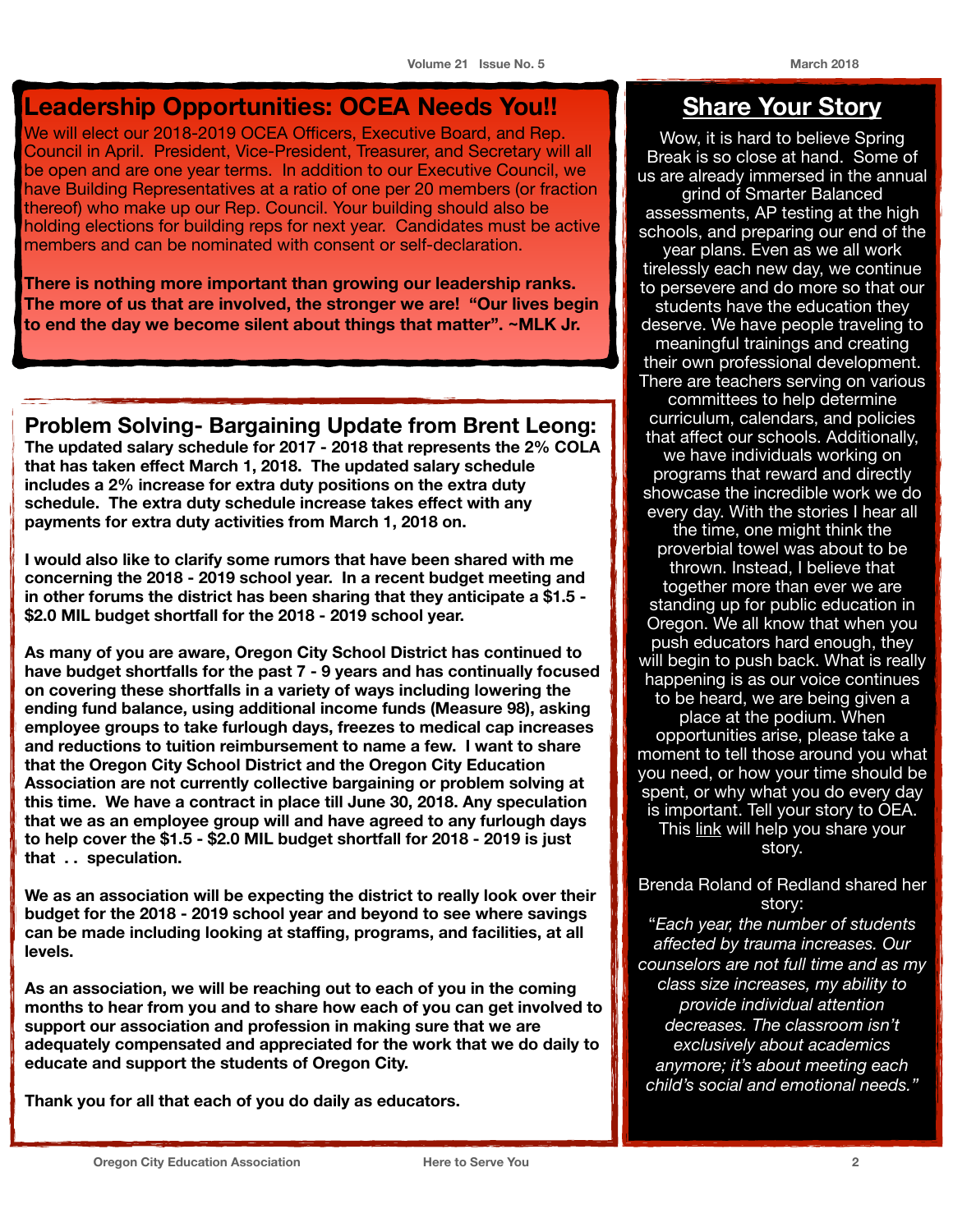## Leadership Opportunities: OCEA Needs You!!

We will elect our 2018-2019 OCEA Officers, Executive Board, and Rep. Council in April. President, Vice-President, Treasurer, and Secretary will all be open and are one year terms. In addition to our Executive Council, we have Building Representatives at a ratio of one per 20 members (or fraction thereof) who make up our Rep. Council. Your building should also be holding elections for building reps for next year. Candidates must be active members and can be nominated with consent or self-declaration.

**There is nothing more important than growing our leadership ranks. The more of us that are involved, the stronger we are! "Our lives begin to end the day we become silent about things that matter". ~MLK Jr.**

## Problem Solving- Bargaining Update from Brent Leong:

**The updated salary schedule for 2017 - 2018 that represents the 2% COLA that has taken effect March 1, 2018. The updated salary schedule includes a 2% increase for extra duty positions on the extra duty schedule. The extra duty schedule increase takes effect with any payments for extra duty activities from March 1, 2018 on.**

**I would also like to clarify some rumors that have been shared with me concerning the 2018 - 2019 school year. In a recent budget meeting and in other forums the district has been sharing that they anticipate a $1.5 - $2.0 MIL budget shortfall for the 2018 - 2019 school year.**

**As many of you are aware, Oregon City School District has continued to have budget shortfalls for the past 7 - 9 years and has continually focused on covering these shortfalls in a variety of ways including lowering the ending fund balance, using additional income funds (Measure 98), asking employee groups to take furlough days, freezes to medical cap increases and reductions to tuition reimbursement to name a few. I want to share that the Oregon City School District and the Oregon City Education Association are not currently collective bargaining or problem solving at this time. We have a contract in place till June 30, 2018. Any speculation that we as an employee group will and have agreed to any furlough days to help cover the $1.5 - $2.0 MIL budget shortfall for 2018 - 2019 is just that . . speculation.**

**We as an association will be expecting the district to really look over their budget for the 2018 - 2019 school year and beyond to see where savings can be made including looking at staffing, programs, and facilities, at all levels.**

**As an association, we will be reaching out to each of you in the coming months to hear from you and to share how each of you can get involved to support our association and profession in making sure that we are adequately compensated and appreciated for the work that we do daily to educate and support the students of Oregon City.**

**Thank you for all that each of you do daily as educators.**

## Share Your Story

Wow, it is hard to believe Spring Break is so close at hand. Some of us are already immersed in the annual grind of Smarter Balanced assessments, AP testing at the high schools, and preparing our end of the year plans. Even as we all work tirelessly each new day, we continue to persevere and do more so that our students have the education they deserve. We have people traveling to meaningful trainings and creating their own professional development. There are teachers serving on various committees to help determine curriculum, calendars, and policies that affect our schools. Additionally, we have individuals working on programs that reward and directly showcase the incredible work we do every day. With the stories I hear all the time, one might think the proverbial towel was about to be thrown. Instead, I believe that together more than ever we are standing up for public education in Oregon. We all know that when you push educators hard enough, they will begin to push back. What is really happening is as our voice continues to be heard, we are being given a place at the podium. When opportunities arise, please take a moment to tell those around you what you need, or how your time should be spent, or why what you do every day is important. Tell your story to OEA. This link will help you share your story.

Brenda Roland of Redland shared her story:

"*Each year, the number of students affected by trauma increases. Our counselors are not full time and as my class size increases, my ability to provide individual attention decreases. The classroom isn't exclusively about academics anymore; it's about meeting each child's social and emotional needs.*"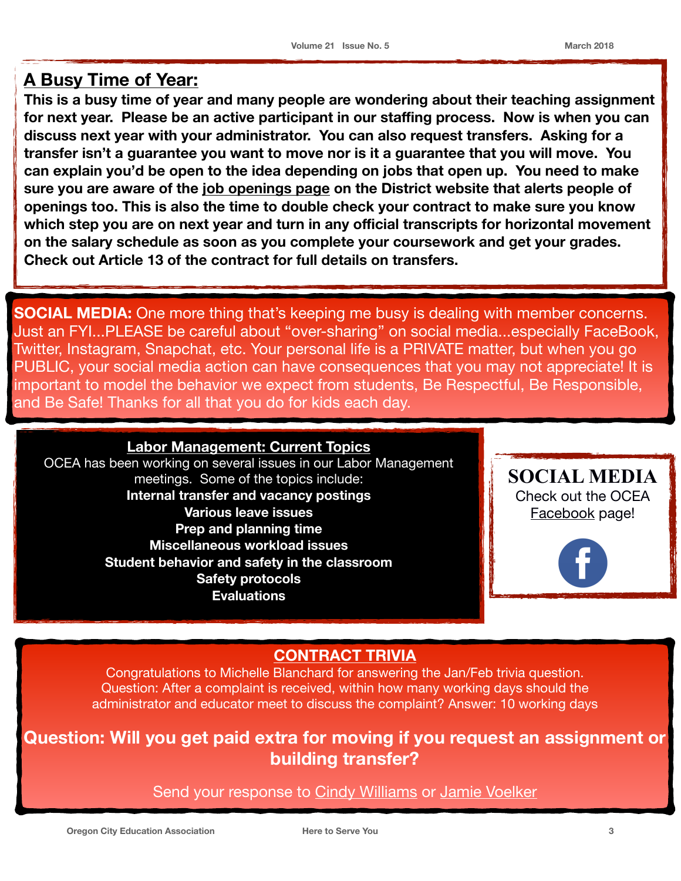## A Busy Time of Year:

**This is a busy time of year and many people are wondering about their teaching assignment for next year. Please be an active participant in our staffing process. Now is when you can discuss next year with your administrator. You can also request transfers. Asking for a transfer isn't a guarantee you want to move nor is it a guarantee that you will move. You can explain you'd be open to the idea depending on jobs that open up. You need to make sure you are aware of the job openings page on the District website that alerts people of openings too. This is also the time to double check your contract to make sure you know which step you are on next year and turn in any official transcripts for horizontal movement on the salary schedule as soon as you complete your coursework and get your grades. Check out Article 13 of the contract for full details on transfers.**

**SOCIAL MEDIA:** One more thing that's keeping me busy is dealing with member concerns. Just an FYI...PLEASE be careful about "over-sharing" on social media...especially FaceBook, Twitter, Instagram, Snapchat, etc. Your personal life is a PRIVATE matter, but when you go PUBLIC, your social media action can have consequences that you may not appreciate! It is important to model the behavior we expect from students, Be Respectful, Be Responsible, and Be Safe! Thanks for all that you do for kids each day.

### Labor Management: Current Topics

OCEA has been working on several issues in our Labor Management meetings. Some of the topics include:

**Internal transfer and vacancy postings**
**Various leave issues**
**Prep and planning time**
**Miscellaneous workload issues**
**Student behavior and safety in the classroom**
**Safety protocols**
**Evaluations**

### SOCIAL MEDIA

Check out the OCEA Facebook page!

### CONTRACT TRIVIA

Congratulations to Michelle Blanchard for answering the Jan/Feb trivia question. Question: After a complaint is received, within how many working days should the administrator and educator meet to discuss the complaint? Answer: 10 working days

**Question: Will you get paid extra for moving if you request an assignment or building transfer?**

Send your response to Cindy Williams or Jamie Voelker